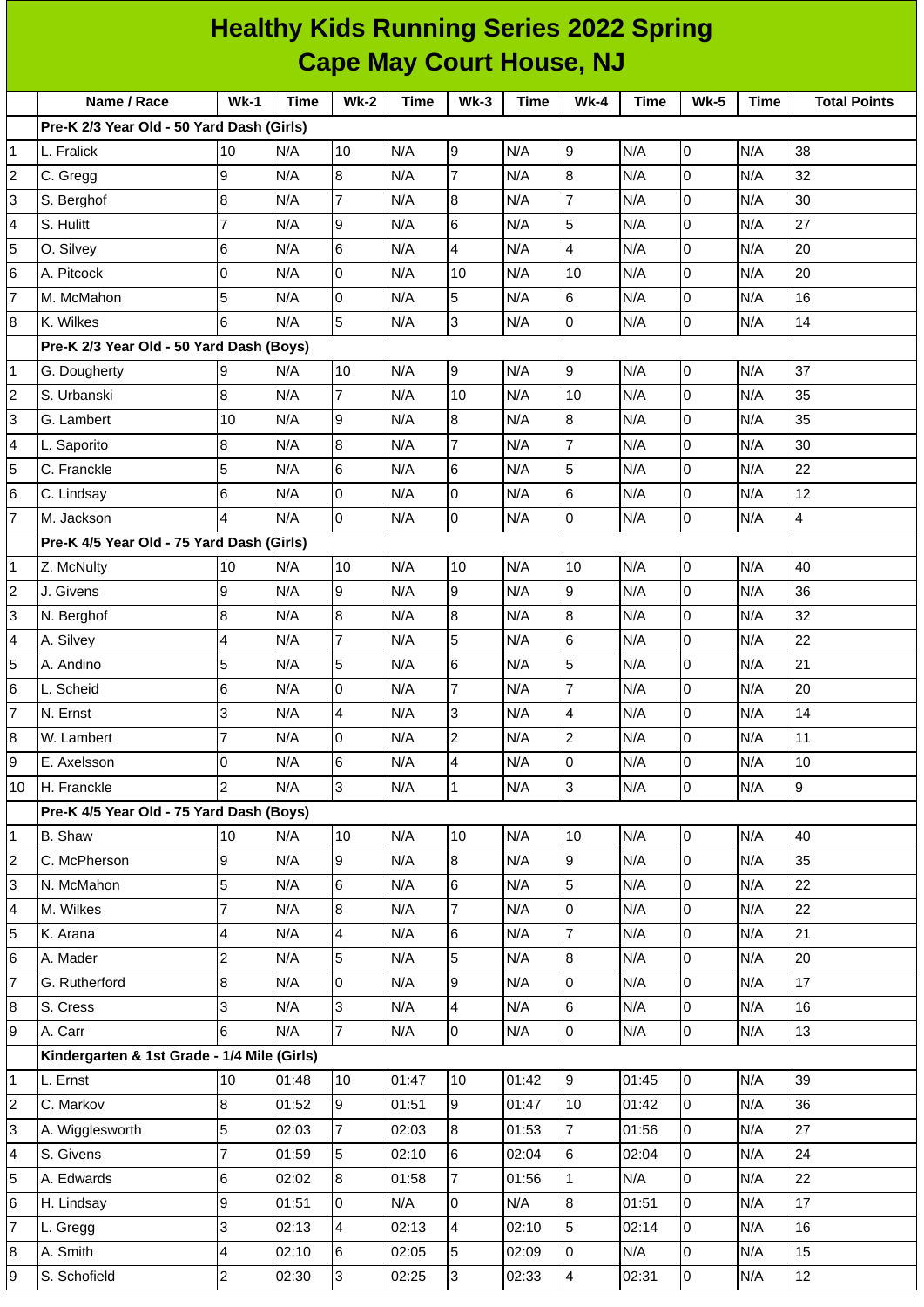# Healthy Kids Running Series 2022 Spring
## Cape May Court House, NJ

| | Name / Race | Wk-1 | Time | Wk-2 | Time | Wk-3 | Time | Wk-4 | Time | Wk-5 | Time | Total Points |
|---|---|---|---|---|---|---|---|---|---|---|---|---|
| | **Pre-K 2/3 Year Old - 50 Yard Dash (Girls)** | | | | | | | | | | | |
| 1 | L. Fralick | 10 | N/A | 10 | N/A | 9 | N/A | 9 | N/A | 0 | N/A | 38 |
| 2 | C. Gregg | 9 | N/A | 8 | N/A | 7 | N/A | 8 | N/A | 0 | N/A | 32 |
| 3 | S. Berghof | 8 | N/A | 7 | N/A | 8 | N/A | 7 | N/A | 0 | N/A | 30 |
| 4 | S. Hulitt | 7 | N/A | 9 | N/A | 6 | N/A | 5 | N/A | 0 | N/A | 27 |
| 5 | O. Silvey | 6 | N/A | 6 | N/A | 4 | N/A | 4 | N/A | 0 | N/A | 20 |
| 6 | A. Pitcock | 0 | N/A | 0 | N/A | 10 | N/A | 10 | N/A | 0 | N/A | 20 |
| 7 | M. McMahon | 5 | N/A | 0 | N/A | 5 | N/A | 6 | N/A | 0 | N/A | 16 |
| 8 | K. Wilkes | 6 | N/A | 5 | N/A | 3 | N/A | 0 | N/A | 0 | N/A | 14 |
| | **Pre-K 2/3 Year Old - 50 Yard Dash (Boys)** | | | | | | | | | | | |
| 1 | G. Dougherty | 9 | N/A | 10 | N/A | 9 | N/A | 9 | N/A | 0 | N/A | 37 |
| 2 | S. Urbanski | 8 | N/A | 7 | N/A | 10 | N/A | 10 | N/A | 0 | N/A | 35 |
| 3 | G. Lambert | 10 | N/A | 9 | N/A | 8 | N/A | 8 | N/A | 0 | N/A | 35 |
| 4 | L. Saporito | 8 | N/A | 8 | N/A | 7 | N/A | 7 | N/A | 0 | N/A | 30 |
| 5 | C. Franckle | 5 | N/A | 6 | N/A | 6 | N/A | 5 | N/A | 0 | N/A | 22 |
| 6 | C. Lindsay | 6 | N/A | 0 | N/A | 0 | N/A | 6 | N/A | 0 | N/A | 12 |
| 7 | M. Jackson | 4 | N/A | 0 | N/A | 0 | N/A | 0 | N/A | 0 | N/A | 4 |
| | **Pre-K 4/5 Year Old - 75 Yard Dash (Girls)** | | | | | | | | | | | |
| 1 | Z. McNulty | 10 | N/A | 10 | N/A | 10 | N/A | 10 | N/A | 0 | N/A | 40 |
| 2 | J. Givens | 9 | N/A | 9 | N/A | 9 | N/A | 9 | N/A | 0 | N/A | 36 |
| 3 | N. Berghof | 8 | N/A | 8 | N/A | 8 | N/A | 8 | N/A | 0 | N/A | 32 |
| 4 | A. Silvey | 4 | N/A | 7 | N/A | 5 | N/A | 6 | N/A | 0 | N/A | 22 |
| 5 | A. Andino | 5 | N/A | 5 | N/A | 6 | N/A | 5 | N/A | 0 | N/A | 21 |
| 6 | L. Scheid | 6 | N/A | 0 | N/A | 7 | N/A | 7 | N/A | 0 | N/A | 20 |
| 7 | N. Ernst | 3 | N/A | 4 | N/A | 3 | N/A | 4 | N/A | 0 | N/A | 14 |
| 8 | W. Lambert | 7 | N/A | 0 | N/A | 2 | N/A | 2 | N/A | 0 | N/A | 11 |
| 9 | E. Axelsson | 0 | N/A | 6 | N/A | 4 | N/A | 0 | N/A | 0 | N/A | 10 |
| 10 | H. Franckle | 2 | N/A | 3 | N/A | 1 | N/A | 3 | N/A | 0 | N/A | 9 |
| | **Pre-K 4/5 Year Old - 75 Yard Dash (Boys)** | | | | | | | | | | | |
| 1 | B. Shaw | 10 | N/A | 10 | N/A | 10 | N/A | 10 | N/A | 0 | N/A | 40 |
| 2 | C. McPherson | 9 | N/A | 9 | N/A | 8 | N/A | 9 | N/A | 0 | N/A | 35 |
| 3 | N. McMahon | 5 | N/A | 6 | N/A | 6 | N/A | 5 | N/A | 0 | N/A | 22 |
| 4 | M. Wilkes | 7 | N/A | 8 | N/A | 7 | N/A | 0 | N/A | 0 | N/A | 22 |
| 5 | K. Arana | 4 | N/A | 4 | N/A | 6 | N/A | 7 | N/A | 0 | N/A | 21 |
| 6 | A. Mader | 2 | N/A | 5 | N/A | 5 | N/A | 8 | N/A | 0 | N/A | 20 |
| 7 | G. Rutherford | 8 | N/A | 0 | N/A | 9 | N/A | 0 | N/A | 0 | N/A | 17 |
| 8 | S. Cress | 3 | N/A | 3 | N/A | 4 | N/A | 6 | N/A | 0 | N/A | 16 |
| 9 | A. Carr | 6 | N/A | 7 | N/A | 0 | N/A | 0 | N/A | 0 | N/A | 13 |
| | **Kindergarten & 1st Grade - 1/4 Mile (Girls)** | | | | | | | | | | | |
| 1 | L. Ernst | 10 | 01:48 | 10 | 01:47 | 10 | 01:42 | 9 | 01:45 | 0 | N/A | 39 |
| 2 | C. Markov | 8 | 01:52 | 9 | 01:51 | 9 | 01:47 | 10 | 01:42 | 0 | N/A | 36 |
| 3 | A. Wigglesworth | 5 | 02:03 | 7 | 02:03 | 8 | 01:53 | 7 | 01:56 | 0 | N/A | 27 |
| 4 | S. Givens | 7 | 01:59 | 5 | 02:10 | 6 | 02:04 | 6 | 02:04 | 0 | N/A | 24 |
| 5 | A. Edwards | 6 | 02:02 | 8 | 01:58 | 7 | 01:56 | 1 | N/A | 0 | N/A | 22 |
| 6 | H. Lindsay | 9 | 01:51 | 0 | N/A | 0 | N/A | 8 | 01:51 | 0 | N/A | 17 |
| 7 | L. Gregg | 3 | 02:13 | 4 | 02:13 | 4 | 02:10 | 5 | 02:14 | 0 | N/A | 16 |
| 8 | A. Smith | 4 | 02:10 | 6 | 02:05 | 5 | 02:09 | 0 | N/A | 0 | N/A | 15 |
| 9 | S. Schofield | 2 | 02:30 | 3 | 02:25 | 3 | 02:33 | 4 | 02:31 | 0 | N/A | 12 |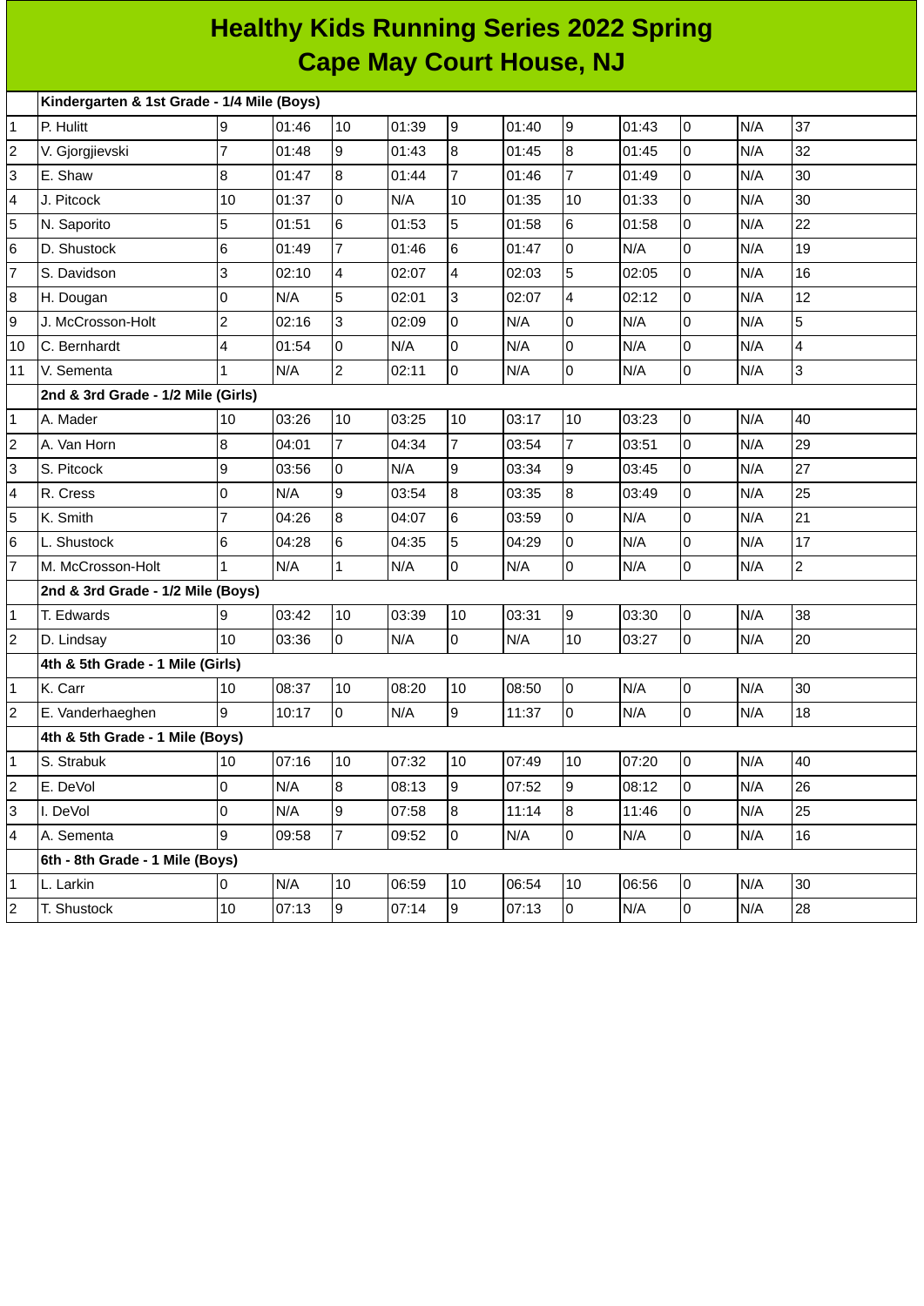# Healthy Kids Running Series 2022 Spring
# Cape May Court House, NJ

| | | | | | | | | | | | |
|---|---|---|---|---|---|---|---|---|---|---|---|
| | **Kindergarten & 1st Grade - 1/4 Mile (Boys)** | | | | | | | | | | |
| 1 | P. Hulitt | 9 | 01:46 | 10 | 01:39 | 9 | 01:40 | 9 | 01:43 | 0 | N/A | 37 |
| 2 | V. Gjorgjievski | 7 | 01:48 | 9 | 01:43 | 8 | 01:45 | 8 | 01:45 | 0 | N/A | 32 |
| 3 | E. Shaw | 8 | 01:47 | 8 | 01:44 | 7 | 01:46 | 7 | 01:49 | 0 | N/A | 30 |
| 4 | J. Pitcock | 10 | 01:37 | 0 | N/A | 10 | 01:35 | 10 | 01:33 | 0 | N/A | 30 |
| 5 | N. Saporito | 5 | 01:51 | 6 | 01:53 | 5 | 01:58 | 6 | 01:58 | 0 | N/A | 22 |
| 6 | D. Shustock | 6 | 01:49 | 7 | 01:46 | 6 | 01:47 | 0 | N/A | 0 | N/A | 19 |
| 7 | S. Davidson | 3 | 02:10 | 4 | 02:07 | 4 | 02:03 | 5 | 02:05 | 0 | N/A | 16 |
| 8 | H. Dougan | 0 | N/A | 5 | 02:01 | 3 | 02:07 | 4 | 02:12 | 0 | N/A | 12 |
| 9 | J. McCrosson-Holt | 2 | 02:16 | 3 | 02:09 | 0 | N/A | 0 | N/A | 0 | N/A | 5 |
| 10 | C. Bernhardt | 4 | 01:54 | 0 | N/A | 0 | N/A | 0 | N/A | 0 | N/A | 4 |
| 11 | V. Sementa | 1 | N/A | 2 | 02:11 | 0 | N/A | 0 | N/A | 0 | N/A | 3 |
| | **2nd & 3rd Grade - 1/2 Mile (Girls)** | | | | | | | | | | | |
| 1 | A. Mader | 10 | 03:26 | 10 | 03:25 | 10 | 03:17 | 10 | 03:23 | 0 | N/A | 40 |
| 2 | A. Van Horn | 8 | 04:01 | 7 | 04:34 | 7 | 03:54 | 7 | 03:51 | 0 | N/A | 29 |
| 3 | S. Pitcock | 9 | 03:56 | 0 | N/A | 9 | 03:34 | 9 | 03:45 | 0 | N/A | 27 |
| 4 | R. Cress | 0 | N/A | 9 | 03:54 | 8 | 03:35 | 8 | 03:49 | 0 | N/A | 25 |
| 5 | K. Smith | 7 | 04:26 | 8 | 04:07 | 6 | 03:59 | 0 | N/A | 0 | N/A | 21 |
| 6 | L. Shustock | 6 | 04:28 | 6 | 04:35 | 5 | 04:29 | 0 | N/A | 0 | N/A | 17 |
| 7 | M. McCrosson-Holt | 1 | N/A | 1 | N/A | 0 | N/A | 0 | N/A | 0 | N/A | 2 |
| | **2nd & 3rd Grade - 1/2 Mile (Boys)** | | | | | | | | | | | |
| 1 | T. Edwards | 9 | 03:42 | 10 | 03:39 | 10 | 03:31 | 9 | 03:30 | 0 | N/A | 38 |
| 2 | D. Lindsay | 10 | 03:36 | 0 | N/A | 0 | N/A | 10 | 03:27 | 0 | N/A | 20 |
| | **4th & 5th Grade - 1 Mile (Girls)** | | | | | | | | | | | |
| 1 | K. Carr | 10 | 08:37 | 10 | 08:20 | 10 | 08:50 | 0 | N/A | 0 | N/A | 30 |
| 2 | E. Vanderhaeghen | 9 | 10:17 | 0 | N/A | 9 | 11:37 | 0 | N/A | 0 | N/A | 18 |
| | **4th & 5th Grade - 1 Mile (Boys)** | | | | | | | | | | | |
| 1 | S. Strabuk | 10 | 07:16 | 10 | 07:32 | 10 | 07:49 | 10 | 07:20 | 0 | N/A | 40 |
| 2 | E. DeVol | 0 | N/A | 8 | 08:13 | 9 | 07:52 | 9 | 08:12 | 0 | N/A | 26 |
| 3 | I. DeVol | 0 | N/A | 9 | 07:58 | 8 | 11:14 | 8 | 11:46 | 0 | N/A | 25 |
| 4 | A. Sementa | 9 | 09:58 | 7 | 09:52 | 0 | N/A | 0 | N/A | 0 | N/A | 16 |
| | **6th - 8th Grade - 1 Mile (Boys)** | | | | | | | | | | | |
| 1 | L. Larkin | 0 | N/A | 10 | 06:59 | 10 | 06:54 | 10 | 06:56 | 0 | N/A | 30 |
| 2 | T. Shustock | 10 | 07:13 | 9 | 07:14 | 9 | 07:13 | 0 | N/A | 0 | N/A | 28 |